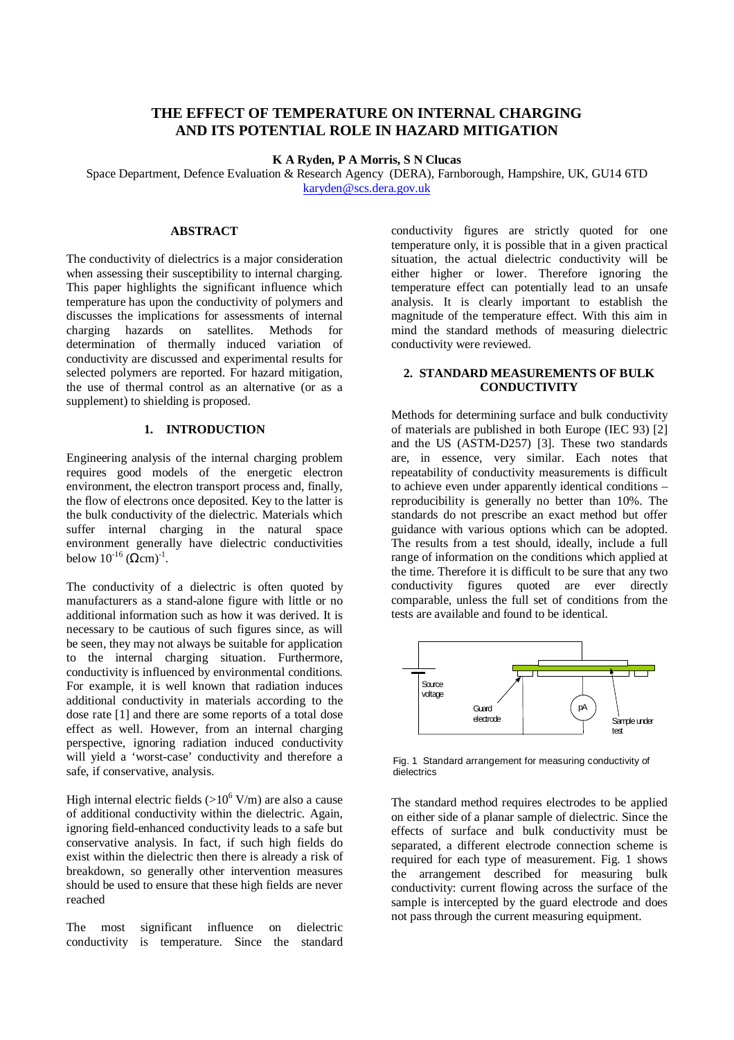# THE EFFECT OF TEMPERATURE ON INTERNAL CHARGING AND ITS POTENTIAL ROLE IN HAZARD MITIGATION

**K A Ryden, P A Morris, S N Clucas**

Space Department, Defence Evaluation & Research Agency (DERA), Farnborough, Hampshire, UK, GU14 6TD

karyden@scs.dera.gov.uk

## ABSTRACT

The conductivity of dielectrics is a major consideration when assessing their susceptibility to internal charging. This paper highlights the significant influence which temperature has upon the conductivity of polymers and discusses the implications for assessments of internal charging hazards on satellites. Methods for determination of thermally induced variation of conductivity are discussed and experimental results for selected polymers are reported. For hazard mitigation, the use of thermal control as an alternative (or as a supplement) to shielding is proposed.

## 1. INTRODUCTION

Engineering analysis of the internal charging problem requires good models of the energetic electron environment, the electron transport process and, finally, the flow of electrons once deposited. Key to the latter is the bulk conductivity of the dielectric. Materials which suffer internal charging in the natural space environment generally have dielectric conductivities below $10^{-16}$ $(\Omega\text{cm})^{-1}$.

The conductivity of a dielectric is often quoted by manufacturers as a stand-alone figure with little or no additional information such as how it was derived. It is necessary to be cautious of such figures since, as will be seen, they may not always be suitable for application to the internal charging situation. Furthermore, conductivity is influenced by environmental conditions. For example, it is well known that radiation induces additional conductivity in materials according to the dose rate [1] and there are some reports of a total dose effect as well. However, from an internal charging perspective, ignoring radiation induced conductivity will yield a 'worst-case' conductivity and therefore a safe, if conservative, analysis.

High internal electric fields ($>10^6$ V/m) are also a cause of additional conductivity within the dielectric. Again, ignoring field-enhanced conductivity leads to a safe but conservative analysis. In fact, if such high fields do exist within the dielectric then there is already a risk of breakdown, so generally other intervention measures should be used to ensure that these high fields are never reached

The most significant influence on dielectric conductivity is temperature. Since the standard conductivity figures are strictly quoted for one temperature only, it is possible that in a given practical situation, the actual dielectric conductivity will be either higher or lower. Therefore ignoring the temperature effect can potentially lead to an unsafe analysis. It is clearly important to establish the magnitude of the temperature effect. With this aim in mind the standard methods of measuring dielectric conductivity were reviewed.

## 2. STANDARD MEASUREMENTS OF BULK CONDUCTIVITY

Methods for determining surface and bulk conductivity of materials are published in both Europe (IEC 93) [2] and the US (ASTM-D257) [3]. These two standards are, in essence, very similar. Each notes that repeatability of conductivity measurements is difficult to achieve even under apparently identical conditions – reproducibility is generally no better than 10%. The standards do not prescribe an exact method but offer guidance with various options which can be adopted. The results from a test should, ideally, include a full range of information on the conditions which applied at the time. Therefore it is difficult to be sure that any two conductivity figures quoted are ever directly comparable, unless the full set of conditions from the tests are available and found to be identical.

Fig. 1 Standard arrangement for measuring conductivity of dielectrics

The standard method requires electrodes to be applied on either side of a planar sample of dielectric. Since the effects of surface and bulk conductivity must be separated, a different electrode connection scheme is required for each type of measurement. Fig. 1 shows the arrangement described for measuring bulk conductivity: current flowing across the surface of the sample is intercepted by the guard electrode and does not pass through the current measuring equipment.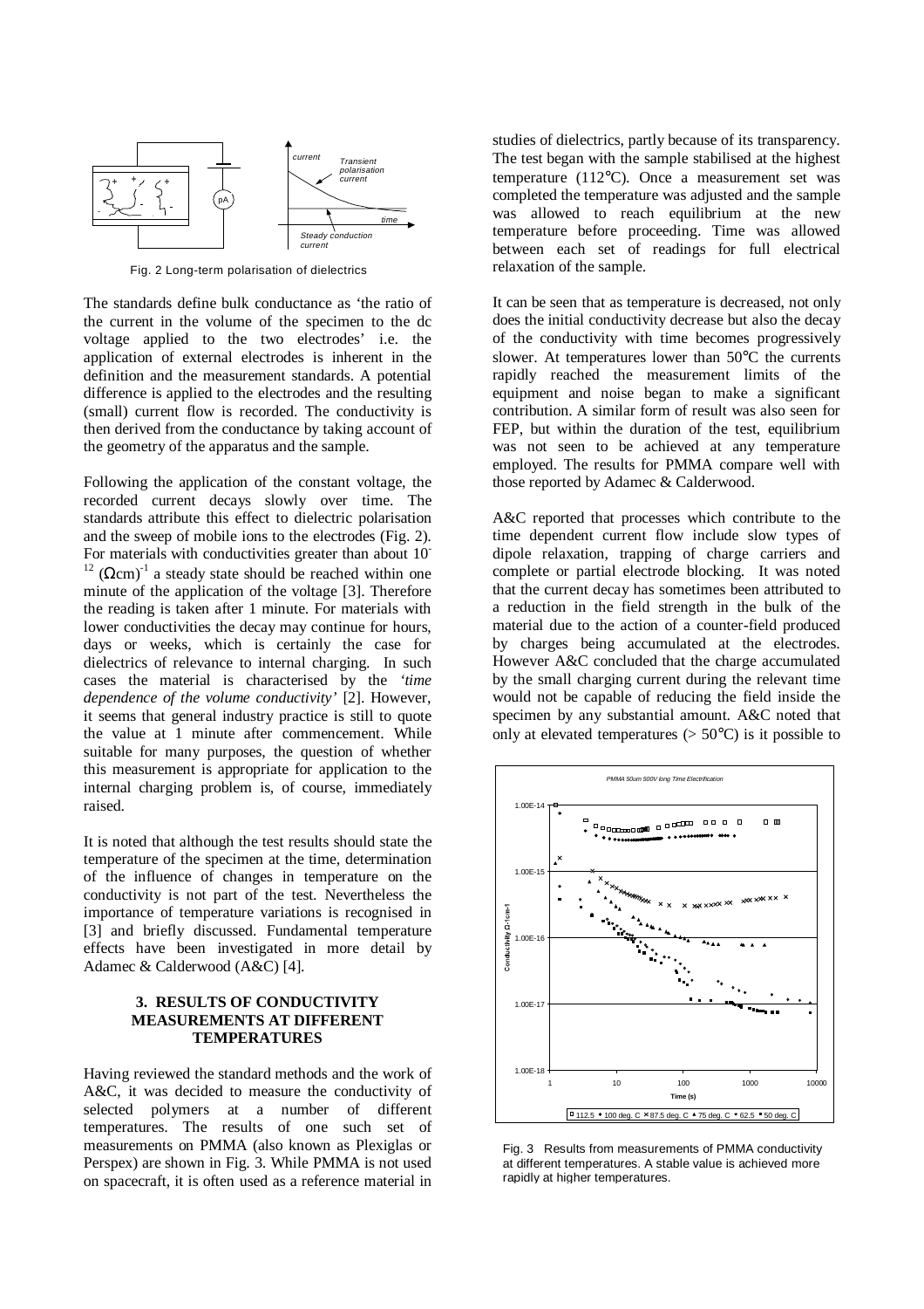Fig. 2 Long-term polarisation of dielectrics

The standards define bulk conductance as 'the ratio of the current in the volume of the specimen to the dc voltage applied to the two electrodes' i.e. the application of external electrodes is inherent in the definition and the measurement standards. A potential difference is applied to the electrodes and the resulting (small) current flow is recorded. The conductivity is then derived from the conductance by taking account of the geometry of the apparatus and the sample.

Following the application of the constant voltage, the recorded current decays slowly over time. The standards attribute this effect to dielectric polarisation and the sweep of mobile ions to the electrodes (Fig. 2). For materials with conductivities greater than about $10^{-12}$ $(\Omega\text{cm})^{-1}$ a steady state should be reached within one minute of the application of the voltage [3]. Therefore the reading is taken after 1 minute. For materials with lower conductivities the decay may continue for hours, days or weeks, which is certainly the case for dielectrics of relevance to internal charging. In such cases the material is characterised by the *'time dependence of the volume conductivity'* [2]. However, it seems that general industry practice is still to quote the value at 1 minute after commencement. While suitable for many purposes, the question of whether this measurement is appropriate for application to the internal charging problem is, of course, immediately raised.

It is noted that although the test results should state the temperature of the specimen at the time, determination of the influence of changes in temperature on the conductivity is not part of the test. Nevertheless the importance of temperature variations is recognised in [3] and briefly discussed. Fundamental temperature effects have been investigated in more detail by Adamec & Calderwood (A&C) [4].

### 3. RESULTS OF CONDUCTIVITY MEASUREMENTS AT DIFFERENT TEMPERATURES

Having reviewed the standard methods and the work of A&C, it was decided to measure the conductivity of selected polymers at a number of different temperatures. The results of one such set of measurements on PMMA (also known as Plexiglas or Perspex) are shown in Fig. 3. While PMMA is not used on spacecraft, it is often used as a reference material in studies of dielectrics, partly because of its transparency. The test began with the sample stabilised at the highest temperature (112°C). Once a measurement set was completed the temperature was adjusted and the sample was allowed to reach equilibrium at the new temperature before proceeding. Time was allowed between each set of readings for full electrical relaxation of the sample.

It can be seen that as temperature is decreased, not only does the initial conductivity decrease but also the decay of the conductivity with time becomes progressively slower. At temperatures lower than 50°C the currents rapidly reached the measurement limits of the equipment and noise began to make a significant contribution. A similar form of result was also seen for FEP, but within the duration of the test, equilibrium was not seen to be achieved at any temperature employed. The results for PMMA compare well with those reported by Adamec & Calderwood.

A&C reported that processes which contribute to the time dependent current flow include slow types of dipole relaxation, trapping of charge carriers and complete or partial electrode blocking. It was noted that the current decay has sometimes been attributed to a reduction in the field strength in the bulk of the material due to the action of a counter-field produced by charges being accumulated at the electrodes. However A&C concluded that the charge accumulated by the small charging current during the relevant time would not be capable of reducing the field inside the specimen by any substantial amount. A&C noted that only at elevated temperatures (> 50°C) is it possible to

Fig. 3 Results from measurements of PMMA conductivity at different temperatures. A stable value is achieved more rapidly at higher temperatures.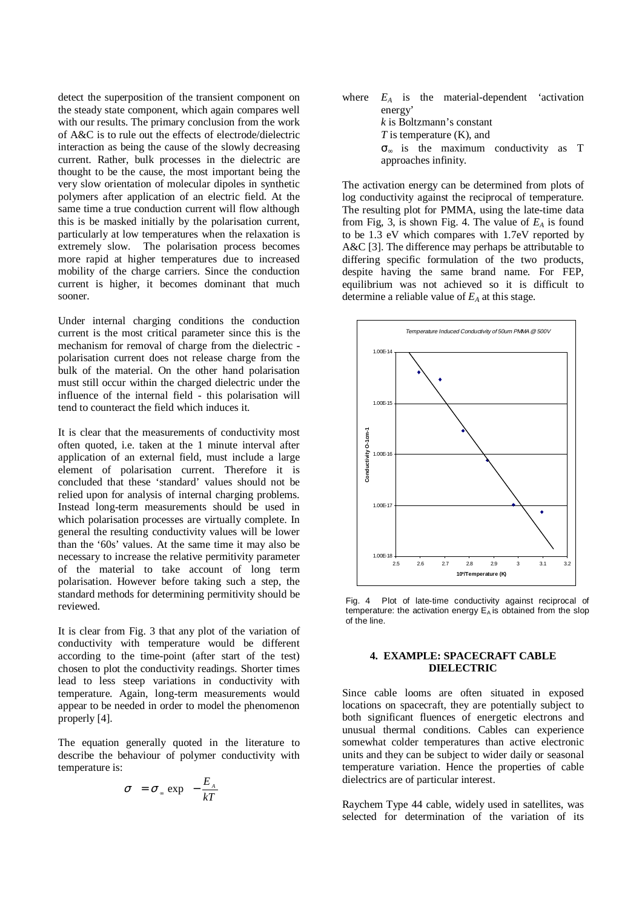detect the superposition of the transient component on the steady state component, which again compares well with our results. The primary conclusion from the work of A&C is to rule out the effects of electrode/dielectric interaction as being the cause of the slowly decreasing current. Rather, bulk processes in the dielectric are thought to be the cause, the most important being the very slow orientation of molecular dipoles in synthetic polymers after application of an electric field. At the same time a true conduction current will flow although this is be masked initially by the polarisation current, particularly at low temperatures when the relaxation is extremely slow. The polarisation process becomes more rapid at higher temperatures due to increased mobility of the charge carriers. Since the conduction current is higher, it becomes dominant that much sooner.

Under internal charging conditions the conduction current is the most critical parameter since this is the mechanism for removal of charge from the dielectric - polarisation current does not release charge from the bulk of the material. On the other hand polarisation must still occur within the charged dielectric under the influence of the internal field - this polarisation will tend to counteract the field which induces it.

It is clear that the measurements of conductivity most often quoted, i.e. taken at the 1 minute interval after application of an external field, must include a large element of polarisation current. Therefore it is concluded that these 'standard' values should not be relied upon for analysis of internal charging problems. Instead long-term measurements should be used in which polarisation processes are virtually complete. In general the resulting conductivity values will be lower than the '60s' values. At the same time it may also be necessary to increase the relative permitivity parameter of the material to take account of long term polarisation. However before taking such a step, the standard methods for determining permitivity should be reviewed.

It is clear from Fig. 3 that any plot of the variation of conductivity with temperature would be different according to the time-point (after start of the test) chosen to plot the conductivity readings. Shorter times lead to less steep variations in conductivity with temperature. Again, long-term measurements would appear to be needed in order to model the phenomenon properly [4].

The equation generally quoted in the literature to describe the behaviour of polymer conductivity with temperature is:

$$\sigma = \sigma_{\infty} \exp\left(-\frac{E_A}{kT}\right)$$

where $E_A$ is the material-dependent 'activation energy'
$k$ is Boltzmann's constant
$T$ is temperature (K), and
$\sigma_{\infty}$ is the maximum conductivity as T approaches infinity.

The activation energy can be determined from plots of log conductivity against the reciprocal of temperature. The resulting plot for PMMA, using the late-time data from Fig, 3, is shown Fig. 4. The value of $E_A$ is found to be 1.3 eV which compares with 1.7eV reported by A&C [3]. The difference may perhaps be attributable to differing specific formulation of the two products, despite having the same brand name. For FEP, equilibrium was not achieved so it is difficult to determine a reliable value of $E_A$ at this stage.

Fig. 4 Plot of late-time conductivity against reciprocal of temperature: the activation energy $E_A$ is obtained from the slop of the line.

## 4. EXAMPLE: SPACECRAFT CABLE DIELECTRIC

Since cable looms are often situated in exposed locations on spacecraft, they are potentially subject to both significant fluences of energetic electrons and unusual thermal conditions. Cables can experience somewhat colder temperatures than active electronic units and they can be subject to wider daily or seasonal temperature variation. Hence the properties of cable dielectrics are of particular interest.

Raychem Type 44 cable, widely used in satellites, was selected for determination of the variation of its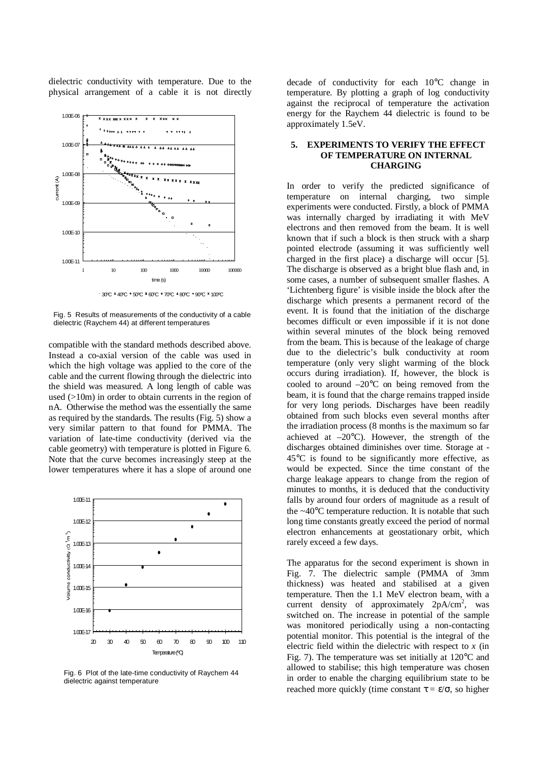dielectric conductivity with temperature. Due to the physical arrangement of a cable it is not directly compatible with the standard methods described above. Instead a co-axial version of the cable was used in which the high voltage was applied to the core of the cable and the current flowing through the dielectric into the shield was measured. A long length of cable was used (>10m) in order to obtain currents in the region of nA. Otherwise the method was the essentially the same as required by the standards. The results (Fig. 5) show a very similar pattern to that found for PMMA. The variation of late-time conductivity (derived via the cable geometry) with temperature is plotted in Figure 6. Note that the curve becomes increasingly steep at the lower temperatures where it has a slope of around one decade of conductivity for each 10°C change in temperature. By plotting a graph of log conductivity against the reciprocal of temperature the activation energy for the Raychem 44 dielectric is found to be approximately 1.5eV.

Fig. 5 Results of measurements of the conductivity of a cable dielectric (Raychem 44) at different temperatures

Fig. 6 Plot of the late-time conductivity of Raychem 44 dielectric against temperature

## 5. EXPERIMENTS TO VERIFY THE EFFECT OF TEMPERATURE ON INTERNAL CHARGING

In order to verify the predicted significance of temperature on internal charging, two simple experiments were conducted. Firstly, a block of PMMA was internally charged by irradiating it with MeV electrons and then removed from the beam. It is well known that if such a block is then struck with a sharp pointed electrode (assuming it was sufficiently well charged in the first place) a discharge will occur [5]. The discharge is observed as a bright blue flash and, in some cases, a number of subsequent smaller flashes. A 'Lichtenberg figure' is visible inside the block after the discharge which presents a permanent record of the event. It is found that the initiation of the discharge becomes difficult or even impossible if it is not done within several minutes of the block being removed from the beam. This is because of the leakage of charge due to the dielectric's bulk conductivity at room temperature (only very slight warming of the block occurs during irradiation). If, however, the block is cooled to around –20°C on being removed from the beam, it is found that the charge remains trapped inside for very long periods. Discharges have been readily obtained from such blocks even several months after the irradiation process (8 months is the maximum so far achieved at –20°C). However, the strength of the discharges obtained diminishes over time. Storage at -45°C is found to be significantly more effective, as would be expected. Since the time constant of the charge leakage appears to change from the region of minutes to months, it is deduced that the conductivity falls by around four orders of magnitude as a result of the ~40°C temperature reduction. It is notable that such long time constants greatly exceed the period of normal electron enhancements at geostationary orbit, which rarely exceed a few days.

The apparatus for the second experiment is shown in Fig. 7. The dielectric sample (PMMA of 3mm thickness) was heated and stabilised at a given temperature. Then the 1.1 MeV electron beam, with a current density of approximately 2pA/cm$^2$, was switched on. The increase in potential of the sample was monitored periodically using a non-contacting potential monitor. This potential is the integral of the electric field within the dielectric with respect to $x$ (in Fig. 7). The temperature was set initially at 120°C and allowed to stabilise; this high temperature was chosen in order to enable the charging equilibrium state to be reached more quickly (time constant $\tau = \varepsilon/\sigma$, so higher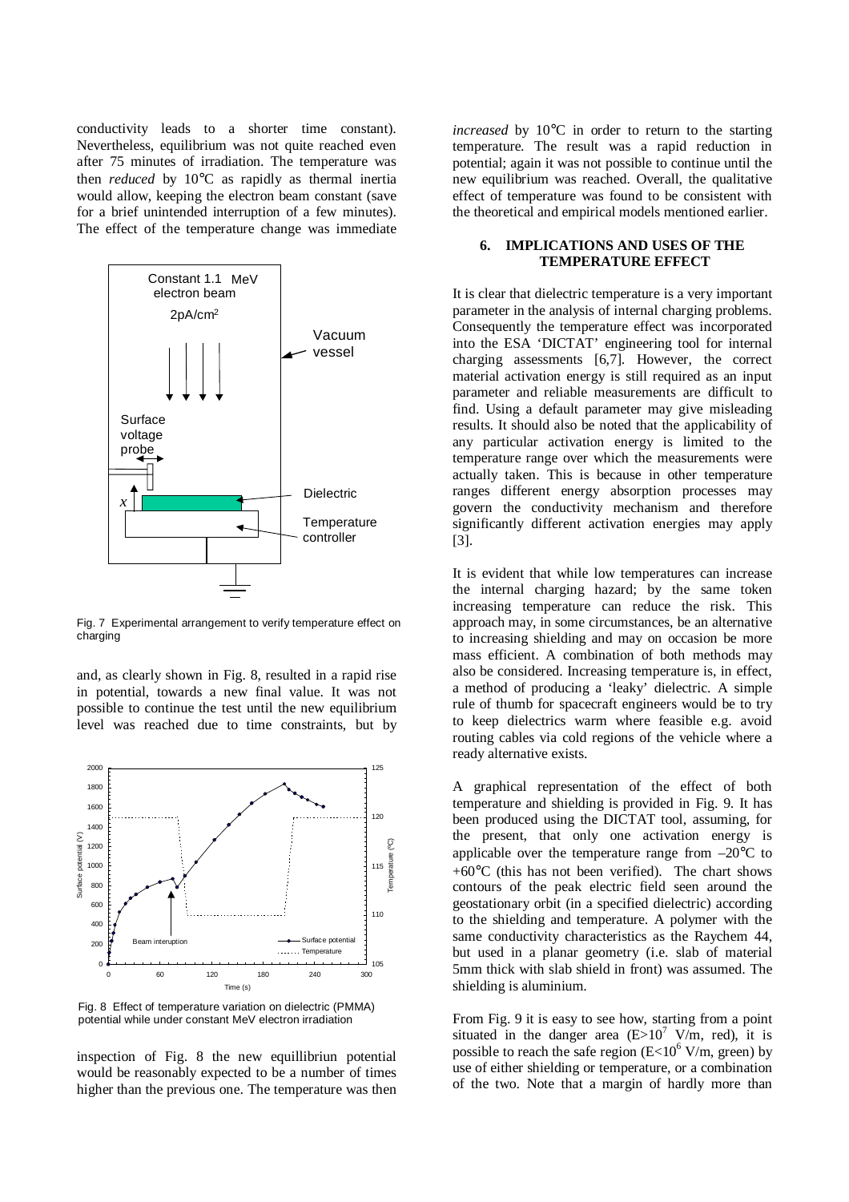conductivity leads to a shorter time constant). Nevertheless, equilibrium was not quite reached even after 75 minutes of irradiation. The temperature was then *reduced* by 10°C as rapidly as thermal inertia would allow, keeping the electron beam constant (save for a brief unintended interruption of a few minutes). The effect of the temperature change was immediate and, as clearly shown in Fig. 8, resulted in a rapid rise in potential, towards a new final value. It was not possible to continue the test until the new equilibrium level was reached due to time constraints, but by inspection of Fig. 8 the new equillibriun potential would be reasonably expected to be a number of times higher than the previous one. The temperature was then *increased* by 10°C in order to return to the starting temperature. The result was a rapid reduction in potential; again it was not possible to continue until the new equilibrium was reached. Overall, the qualitative effect of temperature was found to be consistent with the theoretical and empirical models mentioned earlier.

Fig. 7 Experimental arrangement to verify temperature effect on charging

Fig. 8 Effect of temperature variation on dielectric (PMMA) potential while under constant MeV electron irradiation

## 6. IMPLICATIONS AND USES OF THE TEMPERATURE EFFECT

It is clear that dielectric temperature is a very important parameter in the analysis of internal charging problems. Consequently the temperature effect was incorporated into the ESA 'DICTAT' engineering tool for internal charging assessments [6,7]. However, the correct material activation energy is still required as an input parameter and reliable measurements are difficult to find. Using a default parameter may give misleading results. It should also be noted that the applicability of any particular activation energy is limited to the temperature range over which the measurements were actually taken. This is because in other temperature ranges different energy absorption processes may govern the conductivity mechanism and therefore significantly different activation energies may apply [3].

It is evident that while low temperatures can increase the internal charging hazard; by the same token increasing temperature can reduce the risk. This approach may, in some circumstances, be an alternative to increasing shielding and may on occasion be more mass efficient. A combination of both methods may also be considered. Increasing temperature is, in effect, a method of producing a 'leaky' dielectric. A simple rule of thumb for spacecraft engineers would be to try to keep dielectrics warm where feasible e.g. avoid routing cables via cold regions of the vehicle where a ready alternative exists.

A graphical representation of the effect of both temperature and shielding is provided in Fig. 9. It has been produced using the DICTAT tool, assuming, for the present, that only one activation energy is applicable over the temperature range from –20°C to +60°C (this has not been verified). The chart shows contours of the peak electric field seen around the geostationary orbit (in a specified dielectric) according to the shielding and temperature. A polymer with the same conductivity characteristics as the Raychem 44, but used in a planar geometry (i.e. slab of material 5mm thick with slab shield in front) was assumed. The shielding is aluminium.

From Fig. 9 it is easy to see how, starting from a point situated in the danger area ($E>10^7$ V/m, red), it is possible to reach the safe region ($E<10^6$ V/m, green) by use of either shielding or temperature, or a combination of the two. Note that a margin of hardly more than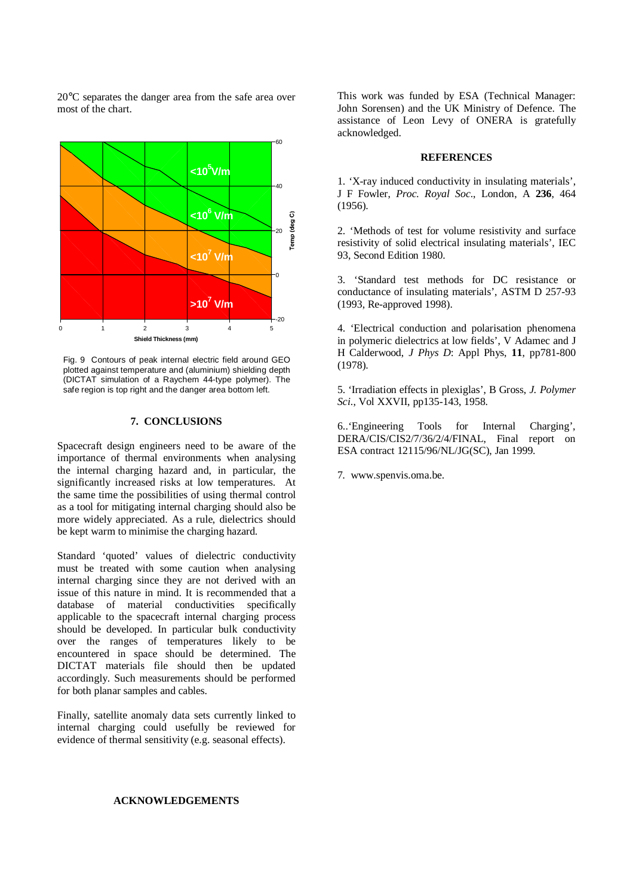20°C separates the danger area from the safe area over most of the chart.

$<10^5$V/m

$<10^6$ V/m

$<10^7$ V/m

$>10^7$ V/m

60

40

20

0

-20

Temp (deg C)

0 1 2 3 4 5

Shield Thickness (mm)

Fig. 9 Contours of peak internal electric field around GEO plotted against temperature and (aluminium) shielding depth (DICTAT simulation of a Raychem 44-type polymer). The safe region is top right and the danger area bottom left.

## 7. CONCLUSIONS

Spacecraft design engineers need to be aware of the importance of thermal environments when analysing the internal charging hazard and, in particular, the significantly increased risks at low temperatures. At the same time the possibilities of using thermal control as a tool for mitigating internal charging should also be more widely appreciated. As a rule, dielectrics should be kept warm to minimise the charging hazard.

Standard 'quoted' values of dielectric conductivity must be treated with some caution when analysing internal charging since they are not derived with an issue of this nature in mind. It is recommended that a database of material conductivities specifically applicable to the spacecraft internal charging process should be developed. In particular bulk conductivity over the ranges of temperatures likely to be encountered in space should be determined. The DICTAT materials file should then be updated accordingly. Such measurements should be performed for both planar samples and cables.

Finally, satellite anomaly data sets currently linked to internal charging could usefully be reviewed for evidence of thermal sensitivity (e.g. seasonal effects).

## ACKNOWLEDGEMENTS

This work was funded by ESA (Technical Manager: John Sorensen) and the UK Ministry of Defence. The assistance of Leon Levy of ONERA is gratefully acknowledged.

## REFERENCES

1. 'X-ray induced conductivity in insulating materials', J F Fowler, *Proc. Royal Soc.*, London, A **236**, 464 (1956).

2. 'Methods of test for volume resistivity and surface resistivity of solid electrical insulating materials', IEC 93, Second Edition 1980.

3. 'Standard test methods for DC resistance or conductance of insulating materials', ASTM D 257-93 (1993, Re-approved 1998).

4. 'Electrical conduction and polarisation phenomena in polymeric dielectrics at low fields', V Adamec and J H Calderwood, *J Phys D*: Appl Phys, **11**, pp781-800 (1978).

5. 'Irradiation effects in plexiglas', B Gross, *J. Polymer Sci.*, Vol XXVII, pp135-143, 1958.

6. 'Engineering Tools for Internal Charging', DERA/CIS/CIS2/7/36/2/4/FINAL, Final report on ESA contract 12115/96/NL/JG(SC), Jan 1999.

7. www.spenvis.oma.be.